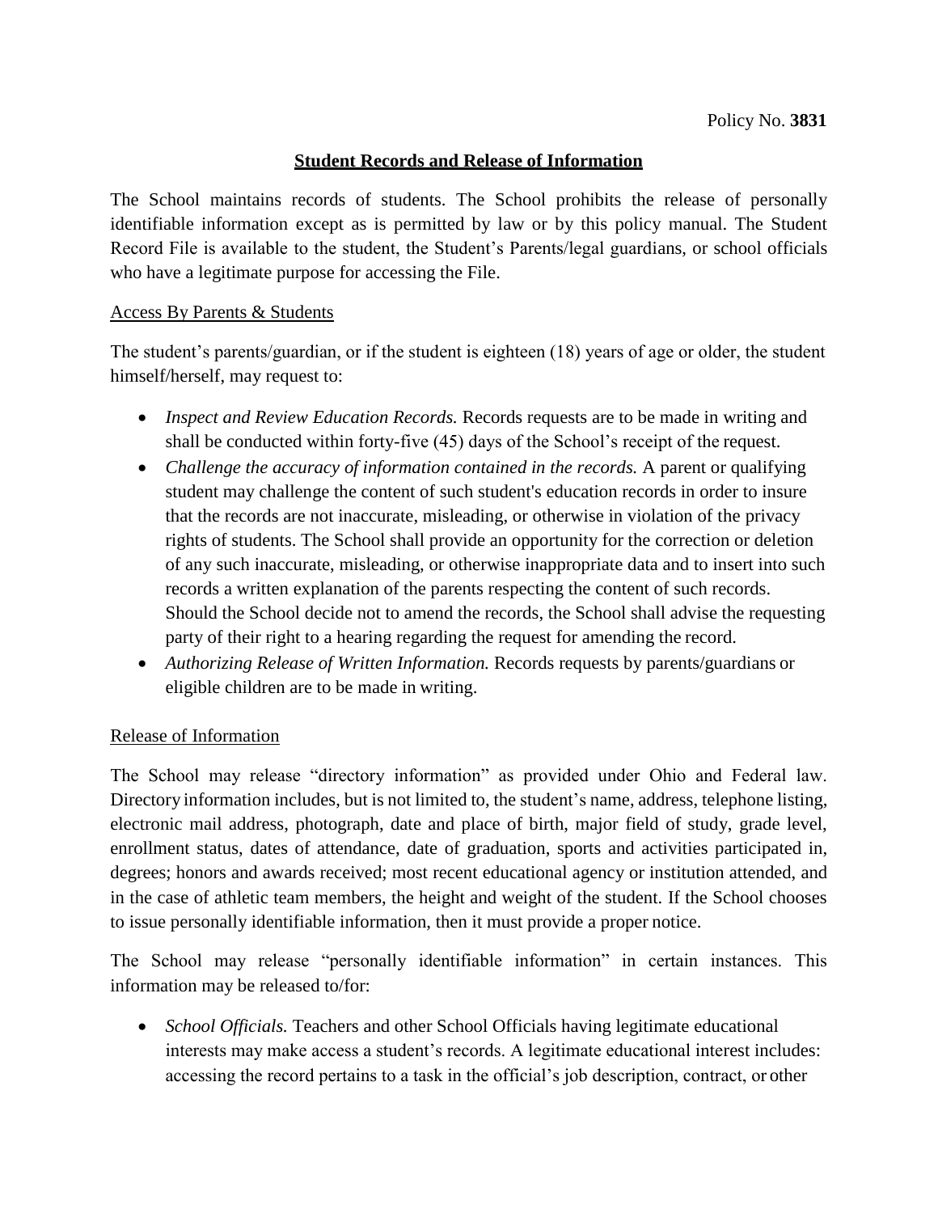Policy No. **3831**

# Student Records and Release of Information

The School maintains records of students. The School prohibits the release of personally identifiable information except as is permitted by law or by this policy manual. The Student Record File is available to the student, the Student's Parents/legal guardians, or school officials who have a legitimate purpose for accessing the File.

## Access By Parents & Students

The student's parents/guardian, or if the student is eighteen (18) years of age or older, the student himself/herself, may request to:

- *Inspect and Review Education Records.* Records requests are to be made in writing and shall be conducted within forty-five (45) days of the School's receipt of the request.
- *Challenge the accuracy of information contained in the records.* A parent or qualifying student may challenge the content of such student's education records in order to insure that the records are not inaccurate, misleading, or otherwise in violation of the privacy rights of students. The School shall provide an opportunity for the correction or deletion of any such inaccurate, misleading, or otherwise inappropriate data and to insert into such records a written explanation of the parents respecting the content of such records. Should the School decide not to amend the records, the School shall advise the requesting party of their right to a hearing regarding the request for amending the record.
- *Authorizing Release of Written Information.* Records requests by parents/guardians or eligible children are to be made in writing.

## Release of Information

The School may release "directory information" as provided under Ohio and Federal law. Directory information includes, but is not limited to, the student's name, address, telephone listing, electronic mail address, photograph, date and place of birth, major field of study, grade level, enrollment status, dates of attendance, date of graduation, sports and activities participated in, degrees; honors and awards received; most recent educational agency or institution attended, and in the case of athletic team members, the height and weight of the student. If the School chooses to issue personally identifiable information, then it must provide a proper notice.

The School may release "personally identifiable information" in certain instances. This information may be released to/for:

- *School Officials.* Teachers and other School Officials having legitimate educational interests may make access a student's records. A legitimate educational interest includes: accessing the record pertains to a task in the official's job description, contract, or other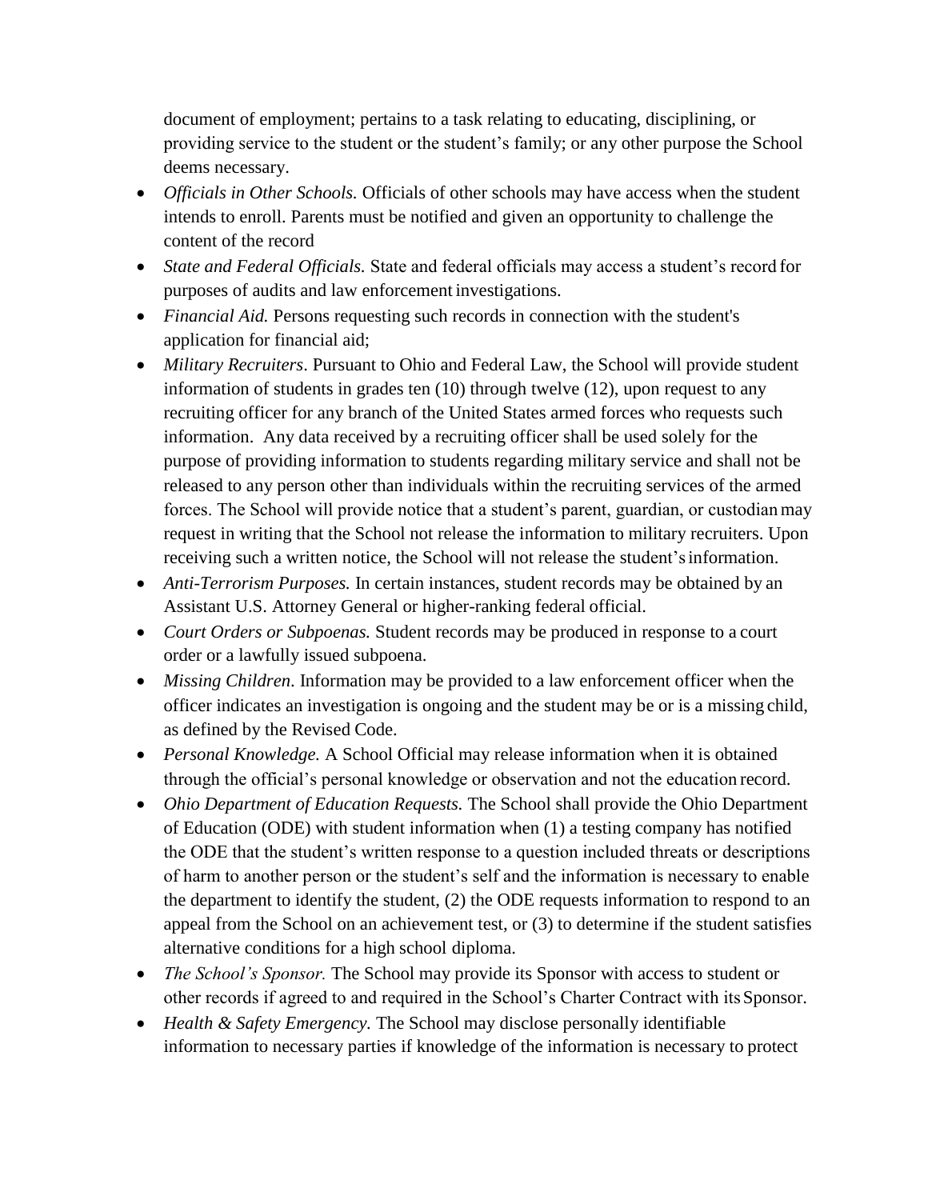document of employment; pertains to a task relating to educating, disciplining, or providing service to the student or the student's family; or any other purpose the School deems necessary.

- *Officials in Other Schools.* Officials of other schools may have access when the student intends to enroll. Parents must be notified and given an opportunity to challenge the content of the record
- *State and Federal Officials.* State and federal officials may access a student's record for purposes of audits and law enforcement investigations.
- *Financial Aid.* Persons requesting such records in connection with the student's application for financial aid;
- *Military Recruiters*. Pursuant to Ohio and Federal Law, the School will provide student information of students in grades ten (10) through twelve (12), upon request to any recruiting officer for any branch of the United States armed forces who requests such information. Any data received by a recruiting officer shall be used solely for the purpose of providing information to students regarding military service and shall not be released to any person other than individuals within the recruiting services of the armed forces. The School will provide notice that a student's parent, guardian, or custodian may request in writing that the School not release the information to military recruiters. Upon receiving such a written notice, the School will not release the student's information.
- *Anti-Terrorism Purposes.* In certain instances, student records may be obtained by an Assistant U.S. Attorney General or higher-ranking federal official.
- *Court Orders or Subpoenas.* Student records may be produced in response to a court order or a lawfully issued subpoena.
- *Missing Children.* Information may be provided to a law enforcement officer when the officer indicates an investigation is ongoing and the student may be or is a missing child, as defined by the Revised Code.
- *Personal Knowledge.* A School Official may release information when it is obtained through the official's personal knowledge or observation and not the education record.
- *Ohio Department of Education Requests.* The School shall provide the Ohio Department of Education (ODE) with student information when (1) a testing company has notified the ODE that the student's written response to a question included threats or descriptions of harm to another person or the student's self and the information is necessary to enable the department to identify the student, (2) the ODE requests information to respond to an appeal from the School on an achievement test, or (3) to determine if the student satisfies alternative conditions for a high school diploma.
- *The School's Sponsor.* The School may provide its Sponsor with access to student or other records if agreed to and required in the School's Charter Contract with its Sponsor.
- *Health & Safety Emergency.* The School may disclose personally identifiable information to necessary parties if knowledge of the information is necessary to protect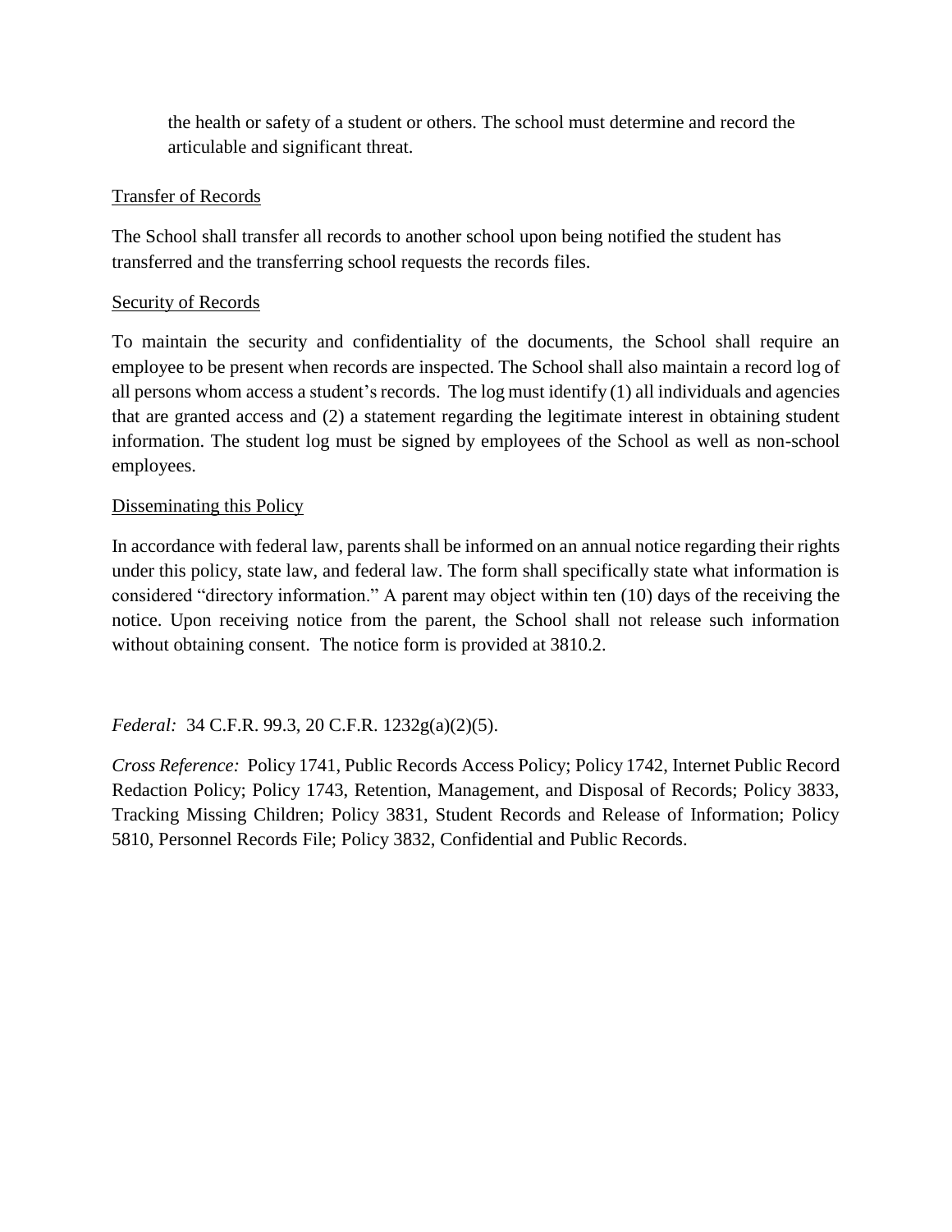the health or safety of a student or others. The school must determine and record the articulable and significant threat.

Transfer of Records

The School shall transfer all records to another school upon being notified the student has transferred and the transferring school requests the records files.

Security of Records

To maintain the security and confidentiality of the documents, the School shall require an employee to be present when records are inspected. The School shall also maintain a record log of all persons whom access a student's records. The log must identify (1) all individuals and agencies that are granted access and (2) a statement regarding the legitimate interest in obtaining student information. The student log must be signed by employees of the School as well as non-school employees.

Disseminating this Policy

In accordance with federal law, parents shall be informed on an annual notice regarding their rights under this policy, state law, and federal law. The form shall specifically state what information is considered "directory information." A parent may object within ten (10) days of the receiving the notice. Upon receiving notice from the parent, the School shall not release such information without obtaining consent. The notice form is provided at 3810.2.

*Federal:* 34 C.F.R. 99.3, 20 C.F.R. 1232g(a)(2)(5).

*Cross Reference:* Policy 1741, Public Records Access Policy; Policy 1742, Internet Public Record Redaction Policy; Policy 1743, Retention, Management, and Disposal of Records; Policy 3833, Tracking Missing Children; Policy 3831, Student Records and Release of Information; Policy 5810, Personnel Records File; Policy 3832, Confidential and Public Records.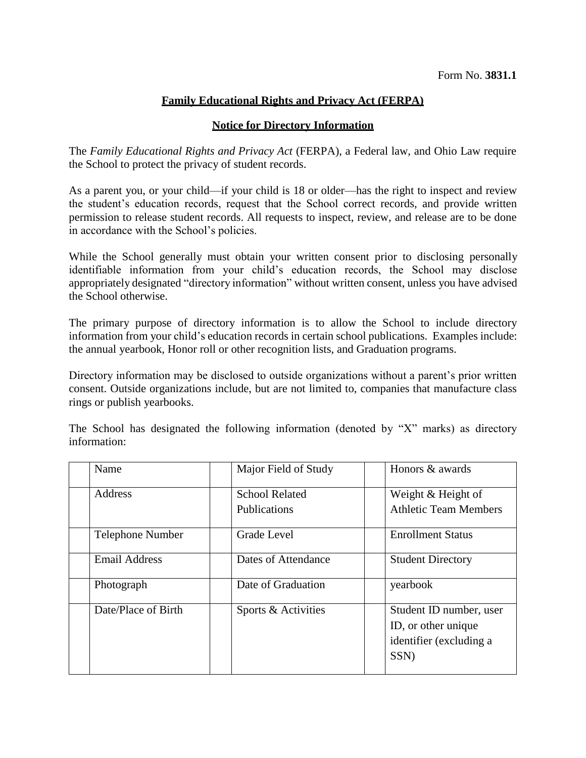Form No. **3831.1**

## **Family Educational Rights and Privacy Act (FERPA)**

### **Notice for Directory Information**

The *Family Educational Rights and Privacy Act* (FERPA), a Federal law, and Ohio Law require the School to protect the privacy of student records.

As a parent you, or your child—if your child is 18 or older—has the right to inspect and review the student's education records, request that the School correct records, and provide written permission to release student records. All requests to inspect, review, and release are to be done in accordance with the School's policies.

While the School generally must obtain your written consent prior to disclosing personally identifiable information from your child's education records, the School may disclose appropriately designated "directory information" without written consent, unless you have advised the School otherwise.

The primary purpose of directory information is to allow the School to include directory information from your child's education records in certain school publications. Examples include: the annual yearbook, Honor roll or other recognition lists, and Graduation programs.

Directory information may be disclosed to outside organizations without a parent's prior written consent. Outside organizations include, but are not limited to, companies that manufacture class rings or publish yearbooks.

The School has designated the following information (denoted by "X" marks) as directory information:

| | | | | | |
|---|---|---|---|---|---|
| | Name | | Major Field of Study | | Honors & awards |
| | Address | | School Related Publications | | Weight & Height of Athletic Team Members |
| | Telephone Number | | Grade Level | | Enrollment Status |
| | Email Address | | Dates of Attendance | | Student Directory |
| | Photograph | | Date of Graduation | | yearbook |
| | Date/Place of Birth | | Sports & Activities | | Student ID number, user ID, or other unique identifier (excluding a SSN) |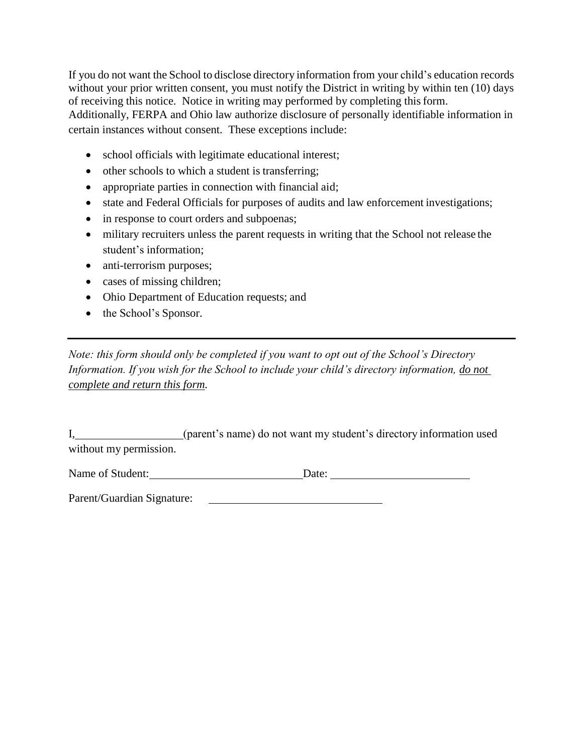If you do not want the School to disclose directory information from your child's education records without your prior written consent, you must notify the District in writing by within ten (10) days of receiving this notice. Notice in writing may performed by completing this form.
Additionally, FERPA and Ohio law authorize disclosure of personally identifiable information in certain instances without consent. These exceptions include:

- school officials with legitimate educational interest;
- other schools to which a student is transferring;
- appropriate parties in connection with financial aid;
- state and Federal Officials for purposes of audits and law enforcement investigations;
- in response to court orders and subpoenas;
- military recruiters unless the parent requests in writing that the School not release the student's information;
- anti-terrorism purposes;
- cases of missing children;
- Ohio Department of Education requests; and
- the School's Sponsor.

---

*Note: this form should only be completed if you want to opt out of the School's Directory Information. If you wish for the School to include your child's directory information, <u>do not complete and return this form</u>.*

I,\_\_\_\_\_\_\_\_\_\_\_\_\_\_\_\_\_\_\_(parent's name) do not want my student's directory information used without my permission.

Name of Student:\_\_\_\_\_\_\_\_\_\_\_\_\_\_\_\_\_\_\_\_\_\_\_\_\_\_\_ Date: \_\_\_\_\_\_\_\_\_\_\_\_\_\_\_\_\_\_\_\_\_\_\_\_\_

Parent/Guardian Signature: \_\_\_\_\_\_\_\_\_\_\_\_\_\_\_\_\_\_\_\_\_\_\_\_\_\_\_\_\_\_